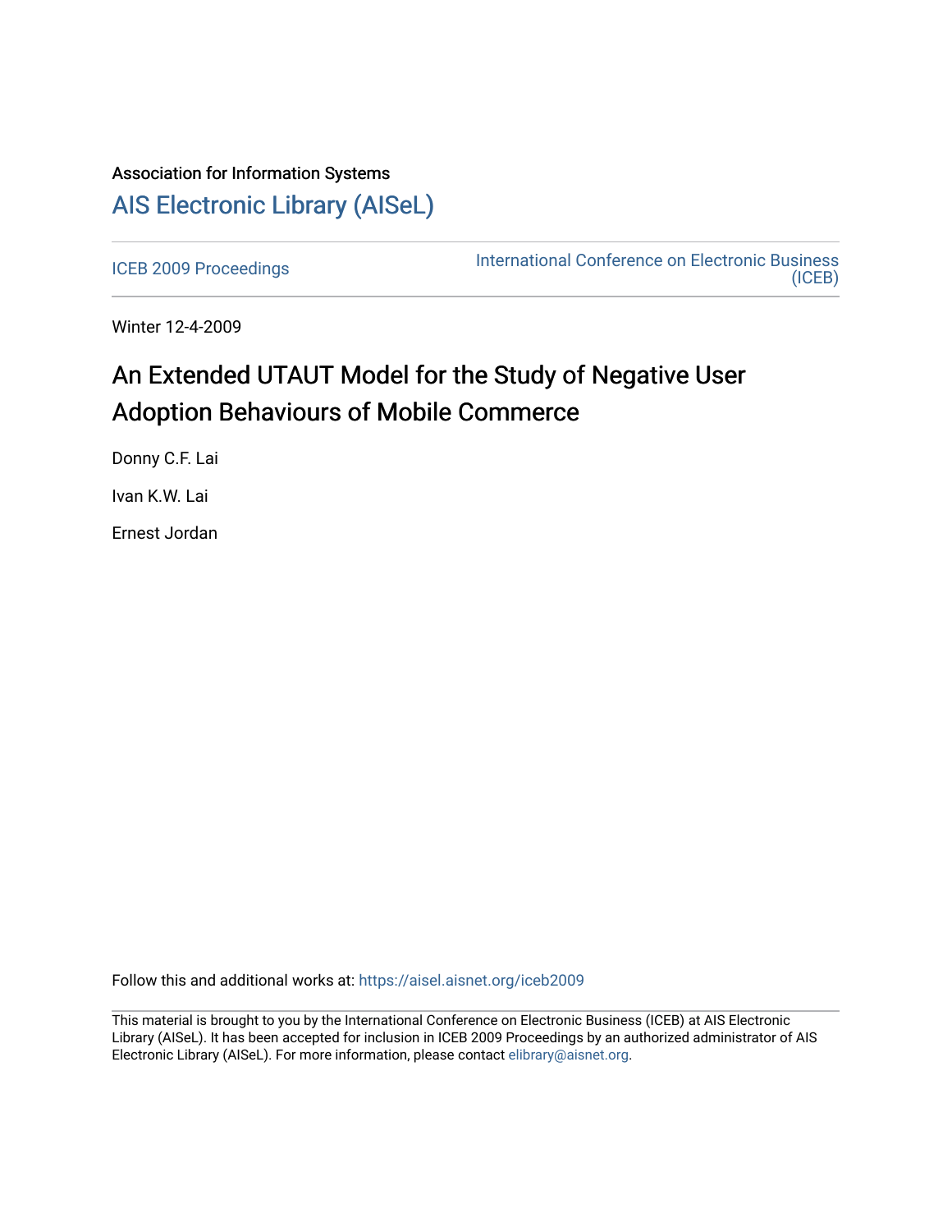Association for Information Systems

# AIS Electronic Library (AISeL)

ICEB 2009 Proceedings

International Conference on Electronic Business (ICEB)

Winter 12-4-2009

# An Extended UTAUT Model for the Study of Negative User Adoption Behaviours of Mobile Commerce

Donny C.F. Lai

Ivan K.W. Lai

Ernest Jordan

Follow this and additional works at: https://aisel.aisnet.org/iceb2009

This material is brought to you by the International Conference on Electronic Business (ICEB) at AIS Electronic Library (AISeL). It has been accepted for inclusion in ICEB 2009 Proceedings by an authorized administrator of AIS Electronic Library (AISeL). For more information, please contact elibrary@aisnet.org.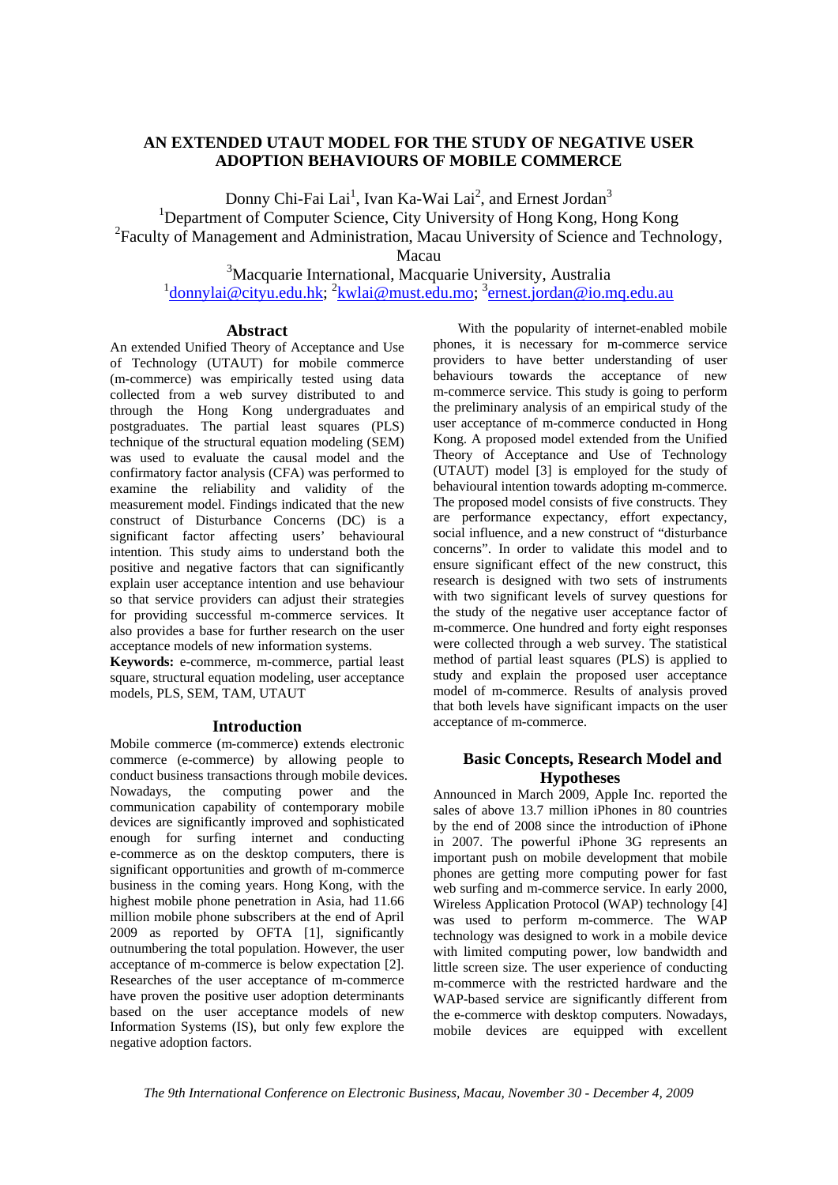# AN EXTENDED UTAUT MODEL FOR THE STUDY OF NEGATIVE USER ADOPTION BEHAVIOURS OF MOBILE COMMERCE

Donny Chi-Fai Lai[1], Ivan Ka-Wai Lai[2], and Ernest Jordan[3]

[1]Department of Computer Science, City University of Hong Kong, Hong Kong
[2]Faculty of Management and Administration, Macau University of Science and Technology, Macau
[3]Macquarie International, Macquarie University, Australia
[1]donnylai@cityu.edu.hk; [2]kwlai@must.edu.mo; [3]ernest.jordan@io.mq.edu.au

## Abstract

An extended Unified Theory of Acceptance and Use of Technology (UTAUT) for mobile commerce (m-commerce) was empirically tested using data collected from a web survey distributed to and through the Hong Kong undergraduates and postgraduates. The partial least squares (PLS) technique of the structural equation modeling (SEM) was used to evaluate the causal model and the confirmatory factor analysis (CFA) was performed to examine the reliability and validity of the measurement model. Findings indicated that the new construct of Disturbance Concerns (DC) is a significant factor affecting users' behavioural intention. This study aims to understand both the positive and negative factors that can significantly explain user acceptance intention and use behaviour so that service providers can adjust their strategies for providing successful m-commerce services. It also provides a base for further research on the user acceptance models of new information systems.

**Keywords:** e-commerce, m-commerce, partial least square, structural equation modeling, user acceptance models, PLS, SEM, TAM, UTAUT

## Introduction

Mobile commerce (m-commerce) extends electronic commerce (e-commerce) by allowing people to conduct business transactions through mobile devices. Nowadays, the computing power and the communication capability of contemporary mobile devices are significantly improved and sophisticated enough for surfing internet and conducting e-commerce as on the desktop computers, there is significant opportunities and growth of m-commerce business in the coming years. Hong Kong, with the highest mobile phone penetration in Asia, had 11.66 million mobile phone subscribers at the end of April 2009 as reported by OFTA [1], significantly outnumbering the total population. However, the user acceptance of m-commerce is below expectation [2]. Researches of the user acceptance of m-commerce have proven the positive user adoption determinants based on the user acceptance models of new Information Systems (IS), but only few explore the negative adoption factors.

With the popularity of internet-enabled mobile phones, it is necessary for m-commerce service providers to have better understanding of user behaviours towards the acceptance of new m-commerce service. This study is going to perform the preliminary analysis of an empirical study of the user acceptance of m-commerce conducted in Hong Kong. A proposed model extended from the Unified Theory of Acceptance and Use of Technology (UTAUT) model [3] is employed for the study of behavioural intention towards adopting m-commerce. The proposed model consists of five constructs. They are performance expectancy, effort expectancy, social influence, and a new construct of "disturbance concerns". In order to validate this model and to ensure significant effect of the new construct, this research is designed with two sets of instruments with two significant levels of survey questions for the study of the negative user acceptance factor of m-commerce. One hundred and forty eight responses were collected through a web survey. The statistical method of partial least squares (PLS) is applied to study and explain the proposed user acceptance model of m-commerce. Results of analysis proved that both levels have significant impacts on the user acceptance of m-commerce.

## Basic Concepts, Research Model and Hypotheses

Announced in March 2009, Apple Inc. reported the sales of above 13.7 million iPhones in 80 countries by the end of 2008 since the introduction of iPhone in 2007. The powerful iPhone 3G represents an important push on mobile development that mobile phones are getting more computing power for fast web surfing and m-commerce service. In early 2000, Wireless Application Protocol (WAP) technology [4] was used to perform m-commerce. The WAP technology was designed to work in a mobile device with limited computing power, low bandwidth and little screen size. The user experience of conducting m-commerce with the restricted hardware and the WAP-based service are significantly different from the e-commerce with desktop computers. Nowadays, mobile devices are equipped with excellent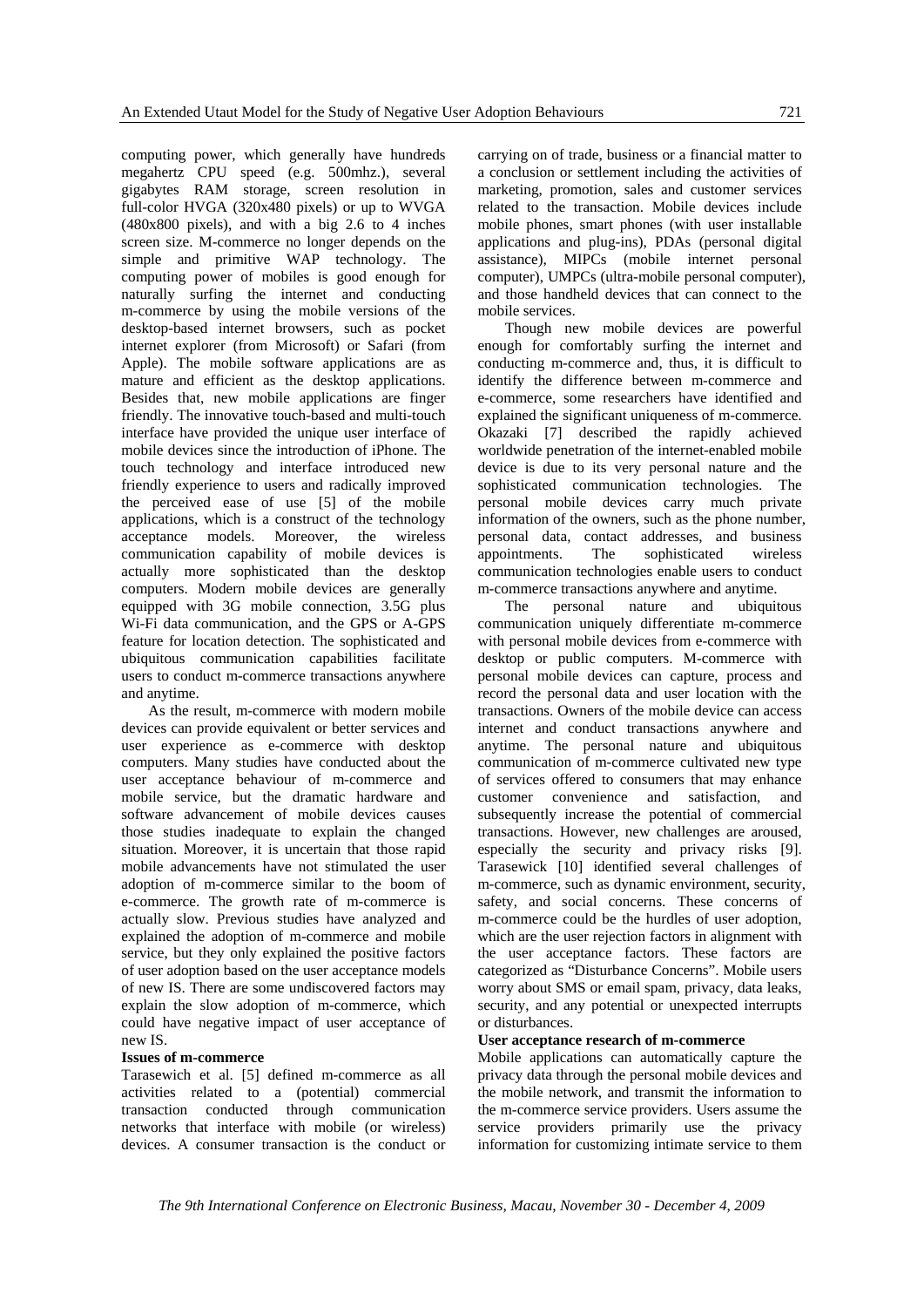computing power, which generally have hundreds megahertz CPU speed (e.g. 500mhz.), several gigabytes RAM storage, screen resolution in full-color HVGA (320x480 pixels) or up to WVGA (480x800 pixels), and with a big 2.6 to 4 inches screen size. M-commerce no longer depends on the simple and primitive WAP technology. The computing power of mobiles is good enough for naturally surfing the internet and conducting m-commerce by using the mobile versions of the desktop-based internet browsers, such as pocket internet explorer (from Microsoft) or Safari (from Apple). The mobile software applications are as mature and efficient as the desktop applications. Besides that, new mobile applications are finger friendly. The innovative touch-based and multi-touch interface have provided the unique user interface of mobile devices since the introduction of iPhone. The touch technology and interface introduced new friendly experience to users and radically improved the perceived ease of use [5] of the mobile applications, which is a construct of the technology acceptance models. Moreover, the wireless communication capability of mobile devices is actually more sophisticated than the desktop computers. Modern mobile devices are generally equipped with 3G mobile connection, 3.5G plus Wi-Fi data communication, and the GPS or A-GPS feature for location detection. The sophisticated and ubiquitous communication capabilities facilitate users to conduct m-commerce transactions anywhere and anytime.

As the result, m-commerce with modern mobile devices can provide equivalent or better services and user experience as e-commerce with desktop computers. Many studies have conducted about the user acceptance behaviour of m-commerce and mobile service, but the dramatic hardware and software advancement of mobile devices causes those studies inadequate to explain the changed situation. Moreover, it is uncertain that those rapid mobile advancements have not stimulated the user adoption of m-commerce similar to the boom of e-commerce. The growth rate of m-commerce is actually slow. Previous studies have analyzed and explained the adoption of m-commerce and mobile service, but they only explained the positive factors of user adoption based on the user acceptance models of new IS. There are some undiscovered factors may explain the slow adoption of m-commerce, which could have negative impact of user acceptance of new IS.

**Issues of m-commerce**

Tarasewich et al. [5] defined m-commerce as all activities related to a (potential) commercial transaction conducted through communication networks that interface with mobile (or wireless) devices. A consumer transaction is the conduct or carrying on of trade, business or a financial matter to a conclusion or settlement including the activities of marketing, promotion, sales and customer services related to the transaction. Mobile devices include mobile phones, smart phones (with user installable applications and plug-ins), PDAs (personal digital assistance), MIPCs (mobile internet personal computer), UMPCs (ultra-mobile personal computer), and those handheld devices that can connect to the mobile services.

Though new mobile devices are powerful enough for comfortably surfing the internet and conducting m-commerce and, thus, it is difficult to identify the difference between m-commerce and e-commerce, some researchers have identified and explained the significant uniqueness of m-commerce. Okazaki [7] described the rapidly achieved worldwide penetration of the internet-enabled mobile device is due to its very personal nature and the sophisticated communication technologies. The personal mobile devices carry much private information of the owners, such as the phone number, personal data, contact addresses, and business appointments. The sophisticated wireless communication technologies enable users to conduct m-commerce transactions anywhere and anytime.

The personal nature and ubiquitous communication uniquely differentiate m-commerce with personal mobile devices from e-commerce with desktop or public computers. M-commerce with personal mobile devices can capture, process and record the personal data and user location with the transactions. Owners of the mobile device can access internet and conduct transactions anywhere and anytime. The personal nature and ubiquitous communication of m-commerce cultivated new type of services offered to consumers that may enhance customer convenience and satisfaction, and subsequently increase the potential of commercial transactions. However, new challenges are aroused, especially the security and privacy risks [9]. Tarasewick [10] identified several challenges of m-commerce, such as dynamic environment, security, safety, and social concerns. These concerns of m-commerce could be the hurdles of user adoption, which are the user rejection factors in alignment with the user acceptance factors. These factors are categorized as "Disturbance Concerns". Mobile users worry about SMS or email spam, privacy, data leaks, security, and any potential or unexpected interrupts or disturbances.

**User acceptance research of m-commerce**

Mobile applications can automatically capture the privacy data through the personal mobile devices and the mobile network, and transmit the information to the m-commerce service providers. Users assume the service providers primarily use the privacy information for customizing intimate service to them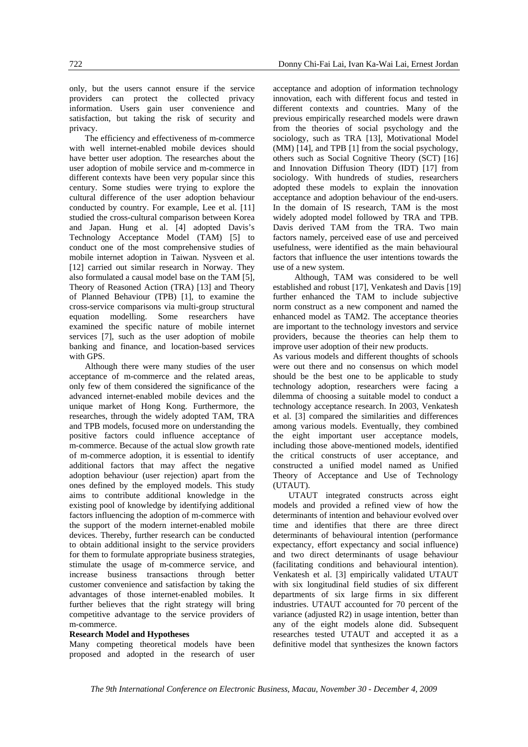only, but the users cannot ensure if the service providers can protect the collected privacy information. Users gain user convenience and satisfaction, but taking the risk of security and privacy.

The efficiency and effectiveness of m-commerce with well internet-enabled mobile devices should have better user adoption. The researches about the user adoption of mobile service and m-commerce in different contexts have been very popular since this century. Some studies were trying to explore the cultural difference of the user adoption behaviour conducted by country. For example, Lee et al. [11] studied the cross-cultural comparison between Korea and Japan. Hung et al. [4] adopted Davis's Technology Acceptance Model (TAM) [5] to conduct one of the most comprehensive studies of mobile internet adoption in Taiwan. Nysveen et al. [12] carried out similar research in Norway. They also formulated a causal model base on the TAM [5], Theory of Reasoned Action (TRA) [13] and Theory of Planned Behaviour (TPB) [1], to examine the cross-service comparisons via multi-group structural equation modelling. Some researchers have examined the specific nature of mobile internet services [7], such as the user adoption of mobile banking and finance, and location-based services with GPS.

Although there were many studies of the user acceptance of m-commerce and the related areas, only few of them considered the significance of the advanced internet-enabled mobile devices and the unique market of Hong Kong. Furthermore, the researches, through the widely adopted TAM, TRA and TPB models, focused more on understanding the positive factors could influence acceptance of m-commerce. Because of the actual slow growth rate of m-commerce adoption, it is essential to identify additional factors that may affect the negative adoption behaviour (user rejection) apart from the ones defined by the employed models. This study aims to contribute additional knowledge in the existing pool of knowledge by identifying additional factors influencing the adoption of m-commerce with the support of the modern internet-enabled mobile devices. Thereby, further research can be conducted to obtain additional insight to the service providers for them to formulate appropriate business strategies, stimulate the usage of m-commerce service, and increase business transactions through better customer convenience and satisfaction by taking the advantages of those internet-enabled mobiles. It further believes that the right strategy will bring competitive advantage to the service providers of m-commerce.

**Research Model and Hypotheses**

Many competing theoretical models have been proposed and adopted in the research of user acceptance and adoption of information technology innovation, each with different focus and tested in different contexts and countries. Many of the previous empirically researched models were drawn from the theories of social psychology and the sociology, such as TRA [13], Motivational Model (MM) [14], and TPB [1] from the social psychology, others such as Social Cognitive Theory (SCT) [16] and Innovation Diffusion Theory (IDT) [17] from sociology. With hundreds of studies, researchers adopted these models to explain the innovation acceptance and adoption behaviour of the end-users. In the domain of IS research, TAM is the most widely adopted model followed by TRA and TPB. Davis derived TAM from the TRA. Two main factors namely, perceived ease of use and perceived usefulness, were identified as the main behavioural factors that influence the user intentions towards the use of a new system.

Although, TAM was considered to be well established and robust [17], Venkatesh and Davis [19] further enhanced the TAM to include subjective norm construct as a new component and named the enhanced model as TAM2. The acceptance theories are important to the technology investors and service providers, because the theories can help them to improve user adoption of their new products.

As various models and different thoughts of schools were out there and no consensus on which model should be the best one to be applicable to study technology adoption, researchers were facing a dilemma of choosing a suitable model to conduct a technology acceptance research. In 2003, Venkatesh et al. [3] compared the similarities and differences among various models. Eventually, they combined the eight important user acceptance models, including those above-mentioned models, identified the critical constructs of user acceptance, and constructed a unified model named as Unified Theory of Acceptance and Use of Technology (UTAUT).

UTAUT integrated constructs across eight models and provided a refined view of how the determinants of intention and behaviour evolved over time and identifies that there are three direct determinants of behavioural intention (performance expectancy, effort expectancy and social influence) and two direct determinants of usage behaviour (facilitating conditions and behavioural intention). Venkatesh et al. [3] empirically validated UTAUT with six longitudinal field studies of six different departments of six large firms in six different industries. UTAUT accounted for 70 percent of the variance (adjusted $R^2$) in usage intention, better than any of the eight models alone did. Subsequent researches tested UTAUT and accepted it as a definitive model that synthesizes the known factors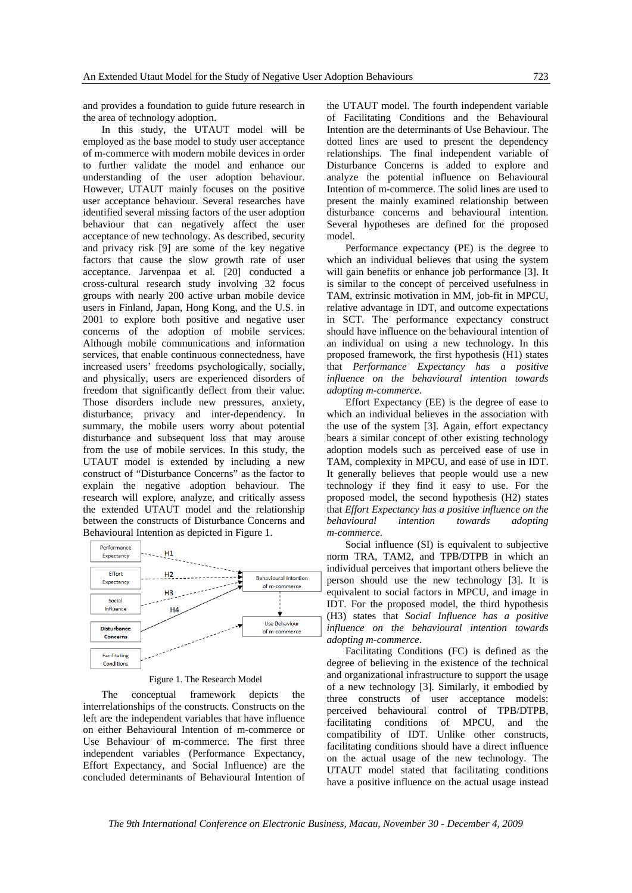and provides a foundation to guide future research in the area of technology adoption.

In this study, the UTAUT model will be employed as the base model to study user acceptance of m-commerce with modern mobile devices in order to further validate the model and enhance our understanding of the user adoption behaviour. However, UTAUT mainly focuses on the positive user acceptance behaviour. Several researches have identified several missing factors of the user adoption behaviour that can negatively affect the user acceptance of new technology. As described, security and privacy risk [9] are some of the key negative factors that cause the slow growth rate of user acceptance. Jarvenpaa et al. [20] conducted a cross-cultural research study involving 32 focus groups with nearly 200 active urban mobile device users in Finland, Japan, Hong Kong, and the U.S. in 2001 to explore both positive and negative user concerns of the adoption of mobile services. Although mobile communications and information services, that enable continuous connectedness, have increased users' freedoms psychologically, socially, and physically, users are experienced disorders of freedom that significantly deflect from their value. Those disorders include new pressures, anxiety, disturbance, privacy and inter-dependency. In summary, the mobile users worry about potential disturbance and subsequent loss that may arouse from the use of mobile services. In this study, the UTAUT model is extended by including a new construct of "Disturbance Concerns" as the factor to explain the negative adoption behaviour. The research will explore, analyze, and critically assess the extended UTAUT model and the relationship between the constructs of Disturbance Concerns and Behavioural Intention as depicted in Figure 1.

Figure 1. The Research Model

The conceptual framework depicts the interrelationships of the constructs. Constructs on the left are the independent variables that have influence on either Behavioural Intention of m-commerce or Use Behaviour of m-commerce. The first three independent variables (Performance Expectancy, Effort Expectancy, and Social Influence) are the concluded determinants of Behavioural Intention of the UTAUT model. The fourth independent variable of Facilitating Conditions and the Behavioural Intention are the determinants of Use Behaviour. The dotted lines are used to present the dependency relationships. The final independent variable of Disturbance Concerns is added to explore and analyze the potential influence on Behavioural Intention of m-commerce. The solid lines are used to present the mainly examined relationship between disturbance concerns and behavioural intention. Several hypotheses are defined for the proposed model.

Performance expectancy (PE) is the degree to which an individual believes that using the system will gain benefits or enhance job performance [3]. It is similar to the concept of perceived usefulness in TAM, extrinsic motivation in MM, job-fit in MPCU, relative advantage in IDT, and outcome expectations in SCT. The performance expectancy construct should have influence on the behavioural intention of an individual on using a new technology. In this proposed framework, the first hypothesis (H1) states that *Performance Expectancy has a positive influence on the behavioural intention towards adopting m-commerce*.

Effort Expectancy (EE) is the degree of ease to which an individual believes in the association with the use of the system [3]. Again, effort expectancy bears a similar concept of other existing technology adoption models such as perceived ease of use in TAM, complexity in MPCU, and ease of use in IDT. It generally believes that people would use a new technology if they find it easy to use. For the proposed model, the second hypothesis (H2) states that *Effort Expectancy has a positive influence on the behavioural intention towards adopting m-commerce*.

Social influence (SI) is equivalent to subjective norm TRA, TAM2, and TPB/DTPB in which an individual perceives that important others believe the person should use the new technology [3]. It is equivalent to social factors in MPCU, and image in IDT. For the proposed model, the third hypothesis (H3) states that *Social Influence has a positive influence on the behavioural intention towards adopting m-commerce*.

Facilitating Conditions (FC) is defined as the degree of believing in the existence of the technical and organizational infrastructure to support the usage of a new technology [3]. Similarly, it embodied by three constructs of user acceptance models: perceived behavioural control of TPB/DTPB, facilitating conditions of MPCU, and the compatibility of IDT. Unlike other constructs, facilitating conditions should have a direct influence on the actual usage of the new technology. The UTAUT model stated that facilitating conditions have a positive influence on the actual usage instead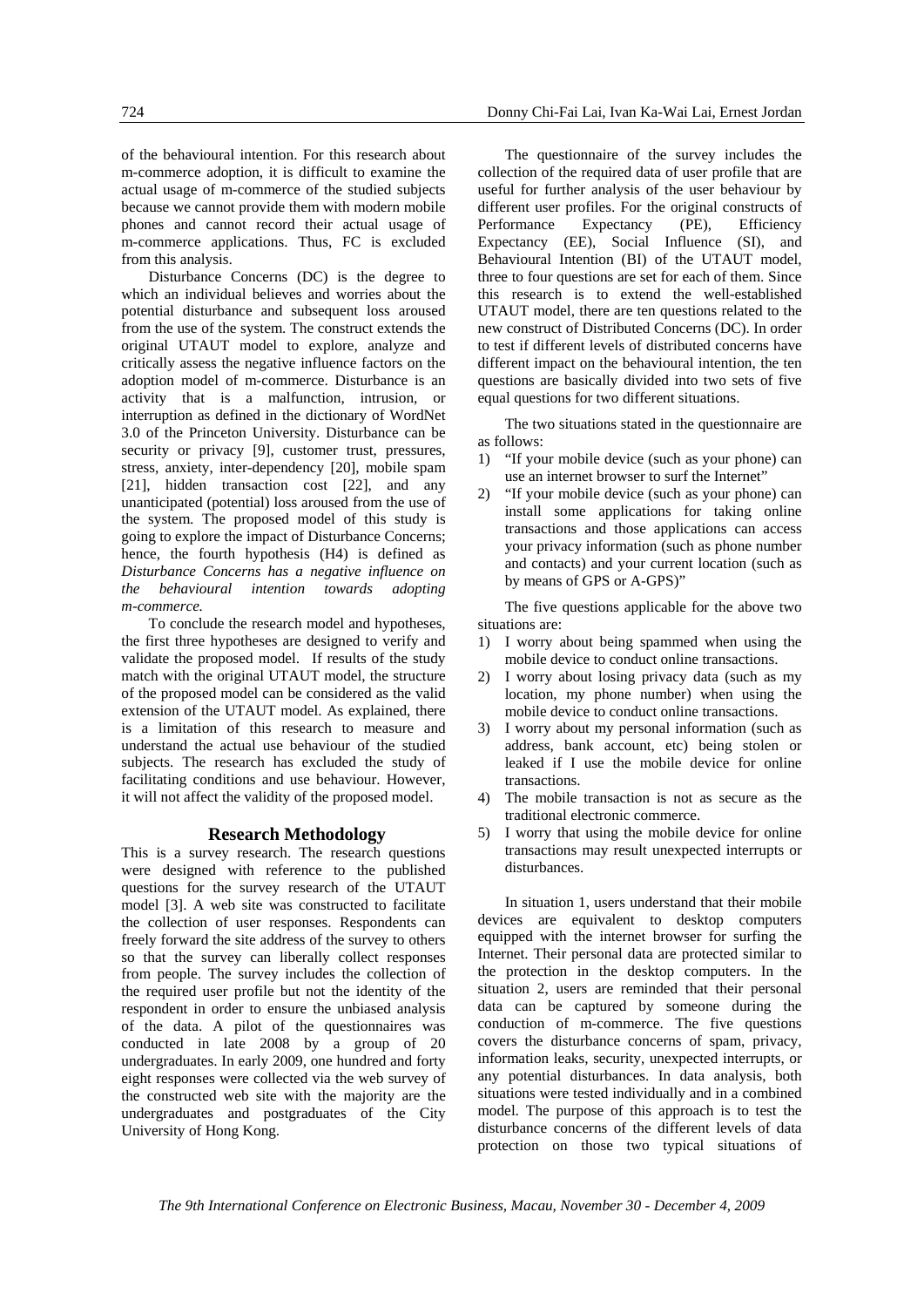of the behavioural intention. For this research about m-commerce adoption, it is difficult to examine the actual usage of m-commerce of the studied subjects because we cannot provide them with modern mobile phones and cannot record their actual usage of m-commerce applications. Thus, FC is excluded from this analysis.

Disturbance Concerns (DC) is the degree to which an individual believes and worries about the potential disturbance and subsequent loss aroused from the use of the system. The construct extends the original UTAUT model to explore, analyze and critically assess the negative influence factors on the adoption model of m-commerce. Disturbance is an activity that is a malfunction, intrusion, or interruption as defined in the dictionary of WordNet 3.0 of the Princeton University. Disturbance can be security or privacy [9], customer trust, pressures, stress, anxiety, inter-dependency [20], mobile spam [21], hidden transaction cost [22], and any unanticipated (potential) loss aroused from the use of the system. The proposed model of this study is going to explore the impact of Disturbance Concerns; hence, the fourth hypothesis (H4) is defined as *Disturbance Concerns has a negative influence on the behavioural intention towards adopting m-commerce.*

To conclude the research model and hypotheses, the first three hypotheses are designed to verify and validate the proposed model. If results of the study match with the original UTAUT model, the structure of the proposed model can be considered as the valid extension of the UTAUT model. As explained, there is a limitation of this research to measure and understand the actual use behaviour of the studied subjects. The research has excluded the study of facilitating conditions and use behaviour. However, it will not affect the validity of the proposed model.

## Research Methodology

This is a survey research. The research questions were designed with reference to the published questions for the survey research of the UTAUT model [3]. A web site was constructed to facilitate the collection of user responses. Respondents can freely forward the site address of the survey to others so that the survey can liberally collect responses from people. The survey includes the collection of the required user profile but not the identity of the respondent in order to ensure the unbiased analysis of the data. A pilot of the questionnaires was conducted in late 2008 by a group of 20 undergraduates. In early 2009, one hundred and forty eight responses were collected via the web survey of the constructed web site with the majority are the undergraduates and postgraduates of the City University of Hong Kong.

The questionnaire of the survey includes the collection of the required data of user profile that are useful for further analysis of the user behaviour by different user profiles. For the original constructs of Performance Expectancy (PE), Efficiency Expectancy (EE), Social Influence (SI), and Behavioural Intention (BI) of the UTAUT model, three to four questions are set for each of them. Since this research is to extend the well-established UTAUT model, there are ten questions related to the new construct of Distributed Concerns (DC). In order to test if different levels of distributed concerns have different impact on the behavioural intention, the ten questions are basically divided into two sets of five equal questions for two different situations.

The two situations stated in the questionnaire are as follows:

1) "If your mobile device (such as your phone) can use an internet browser to surf the Internet"
2) "If your mobile device (such as your phone) can install some applications for taking online transactions and those applications can access your privacy information (such as phone number and contacts) and your current location (such as by means of GPS or A-GPS)"

The five questions applicable for the above two situations are:

1) I worry about being spammed when using the mobile device to conduct online transactions.
2) I worry about losing privacy data (such as my location, my phone number) when using the mobile device to conduct online transactions.
3) I worry about my personal information (such as address, bank account, etc) being stolen or leaked if I use the mobile device for online transactions.
4) The mobile transaction is not as secure as the traditional electronic commerce.
5) I worry that using the mobile device for online transactions may result unexpected interrupts or disturbances.

In situation 1, users understand that their mobile devices are equivalent to desktop computers equipped with the internet browser for surfing the Internet. Their personal data are protected similar to the protection in the desktop computers. In the situation 2, users are reminded that their personal data can be captured by someone during the conduction of m-commerce. The five questions covers the disturbance concerns of spam, privacy, information leaks, security, unexpected interrupts, or any potential disturbances. In data analysis, both situations were tested individually and in a combined model. The purpose of this approach is to test the disturbance concerns of the different levels of data protection on those two typical situations of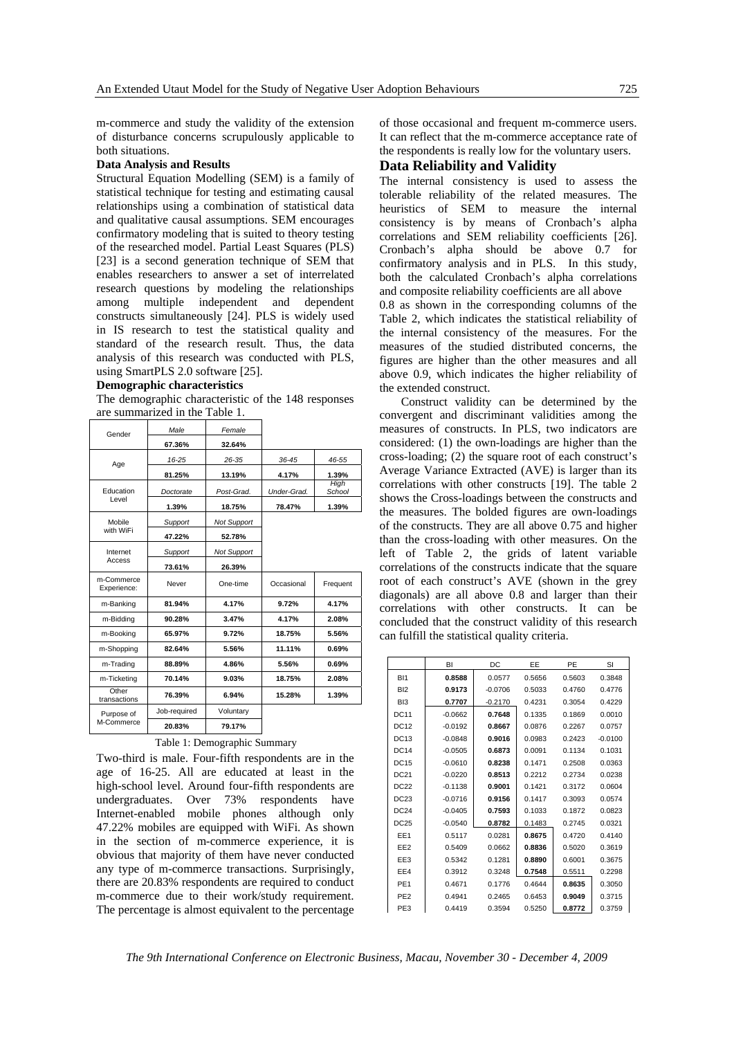m-commerce and study the validity of the extension of disturbance concerns scrupulously applicable to both situations.

**Data Analysis and Results**

Structural Equation Modelling (SEM) is a family of statistical technique for testing and estimating causal relationships using a combination of statistical data and qualitative causal assumptions. SEM encourages confirmatory modeling that is suited to theory testing of the researched model. Partial Least Squares (PLS) [23] is a second generation technique of SEM that enables researchers to answer a set of interrelated research questions by modeling the relationships among multiple independent and dependent constructs simultaneously [24]. PLS is widely used in IS research to test the statistical quality and standard of the research result. Thus, the data analysis of this research was conducted with PLS, using SmartPLS 2.0 software [25].

**Demographic characteristics**

The demographic characteristic of the 148 responses are summarized in the Table 1.

| Gender | *Male* | *Female* | | |
|---|---|---|---|---|
| | **67.36%** | **32.64%** | | |
| Age | *16-25* | *26-35* | *36-45* | *46-55* |
| | **81.25%** | **13.19%** | **4.17%** | **1.39%** |
| Education Level | *Doctorate* | *Post-Grad.* | *Under-Grad.* | *High School* |
| | **1.39%** | **18.75%** | **78.47%** | **1.39%** |
| Mobile with WiFi | *Support* | *Not Support* | | |
| | **47.22%** | **52.78%** | | |
| Internet Access | *Support* | *Not Support* | | |
| | **73.61%** | **26.39%** | | |
| m-Commerce Experience: | Never | One-time | Occasional | Frequent |
| m-Banking | **81.94%** | **4.17%** | **9.72%** | **4.17%** |
| m-Bidding | **90.28%** | **3.47%** | **4.17%** | **2.08%** |
| m-Booking | **65.97%** | **9.72%** | **18.75%** | **5.56%** |
| m-Shopping | **82.64%** | **5.56%** | **11.11%** | **0.69%** |
| m-Trading | **88.89%** | **4.86%** | **5.56%** | **0.69%** |
| m-Ticketing | **70.14%** | **9.03%** | **18.75%** | **2.08%** |
| Other transactions | **76.39%** | **6.94%** | **15.28%** | **1.39%** |
| Purpose of M-Commerce | Job-required | Voluntary | | |
| | **20.83%** | **79.17%** | | |

Table 1: Demographic Summary

Two-third is male. Four-fifth respondents are in the age of 16-25. All are educated at least in the high-school level. Around four-fifth respondents are undergraduates. Over 73% respondents have Internet-enabled mobile phones although only 47.22% mobiles are equipped with WiFi. As shown in the section of m-commerce experience, it is obvious that majority of them have never conducted any type of m-commerce transactions. Surprisingly, there are 20.83% respondents are required to conduct m-commerce due to their work/study requirement. The percentage is almost equivalent to the percentage of those occasional and frequent m-commerce users. It can reflect that the m-commerce acceptance rate of the respondents is really low for the voluntary users.

## Data Reliability and Validity

The internal consistency is used to assess the tolerable reliability of the related measures. The heuristics of SEM to measure the internal consistency is by means of Cronbach's alpha correlations and SEM reliability coefficients [26]. Cronbach's alpha should be above 0.7 for confirmatory analysis and in PLS. In this study, both the calculated Cronbach's alpha correlations and composite reliability coefficients are all above 0.8 as shown in the corresponding columns of the Table 2, which indicates the statistical reliability of the internal consistency of the measures. For the measures of the studied distributed concerns, the figures are higher than the other measures and all above 0.9, which indicates the higher reliability of the extended construct.

Construct validity can be determined by the convergent and discriminant validities among the measures of constructs. In PLS, two indicators are considered: (1) the own-loadings are higher than the cross-loading; (2) the square root of each construct's Average Variance Extracted (AVE) is larger than its correlations with other constructs [19]. The table 2 shows the Cross-loadings between the constructs and the measures. The bolded figures are own-loadings of the constructs. They are all above 0.75 and higher than the cross-loading with other measures. On the left of Table 2, the grids of latent variable correlations of the constructs indicate that the square root of each construct's AVE (shown in the grey diagonals) are all above 0.8 and larger than their correlations with other constructs. It can be concluded that the construct validity of this research can fulfill the statistical quality criteria.

| | BI | DC | EE | PE | SI |
|---|---|---|---|---|---|
| BI1 | **0.8588** | 0.0577 | 0.5656 | 0.5603 | 0.3848 |
| BI2 | **0.9173** | -0.0706 | 0.5033 | 0.4760 | 0.4776 |
| BI3 | **0.7707** | -0.2170 | 0.4231 | 0.3054 | 0.4229 |
| DC11 | -0.0662 | **0.7648** | 0.1335 | 0.1869 | 0.0010 |
| DC12 | -0.0192 | **0.8667** | 0.0876 | 0.2267 | 0.0757 |
| DC13 | -0.0848 | **0.9016** | 0.0983 | 0.2423 | -0.0100 |
| DC14 | -0.0505 | **0.6873** | 0.0091 | 0.1134 | 0.1031 |
| DC15 | -0.0610 | **0.8238** | 0.1471 | 0.2508 | 0.0363 |
| DC21 | -0.0220 | **0.8513** | 0.2212 | 0.2734 | 0.0238 |
| DC22 | -0.1138 | **0.9001** | 0.1421 | 0.3172 | 0.0604 |
| DC23 | -0.0716 | **0.9156** | 0.1417 | 0.3093 | 0.0574 |
| DC24 | -0.0405 | **0.7593** | 0.1033 | 0.1872 | 0.0823 |
| DC25 | -0.0540 | **0.8782** | 0.1483 | 0.2745 | 0.0321 |
| EE1 | 0.5117 | 0.0281 | **0.8675** | 0.4720 | 0.4140 |
| EE2 | 0.5409 | 0.0662 | **0.8836** | 0.5020 | 0.3619 |
| EE3 | 0.5342 | 0.1281 | **0.8890** | 0.6001 | 0.3675 |
| EE4 | 0.3912 | 0.3248 | **0.7548** | 0.5511 | 0.2298 |
| PE1 | 0.4671 | 0.1776 | 0.4644 | **0.8635** | 0.3050 |
| PE2 | 0.4941 | 0.2465 | 0.6453 | **0.9049** | 0.3715 |
| PE3 | 0.4419 | 0.3594 | 0.5250 | **0.8772** | 0.3759 |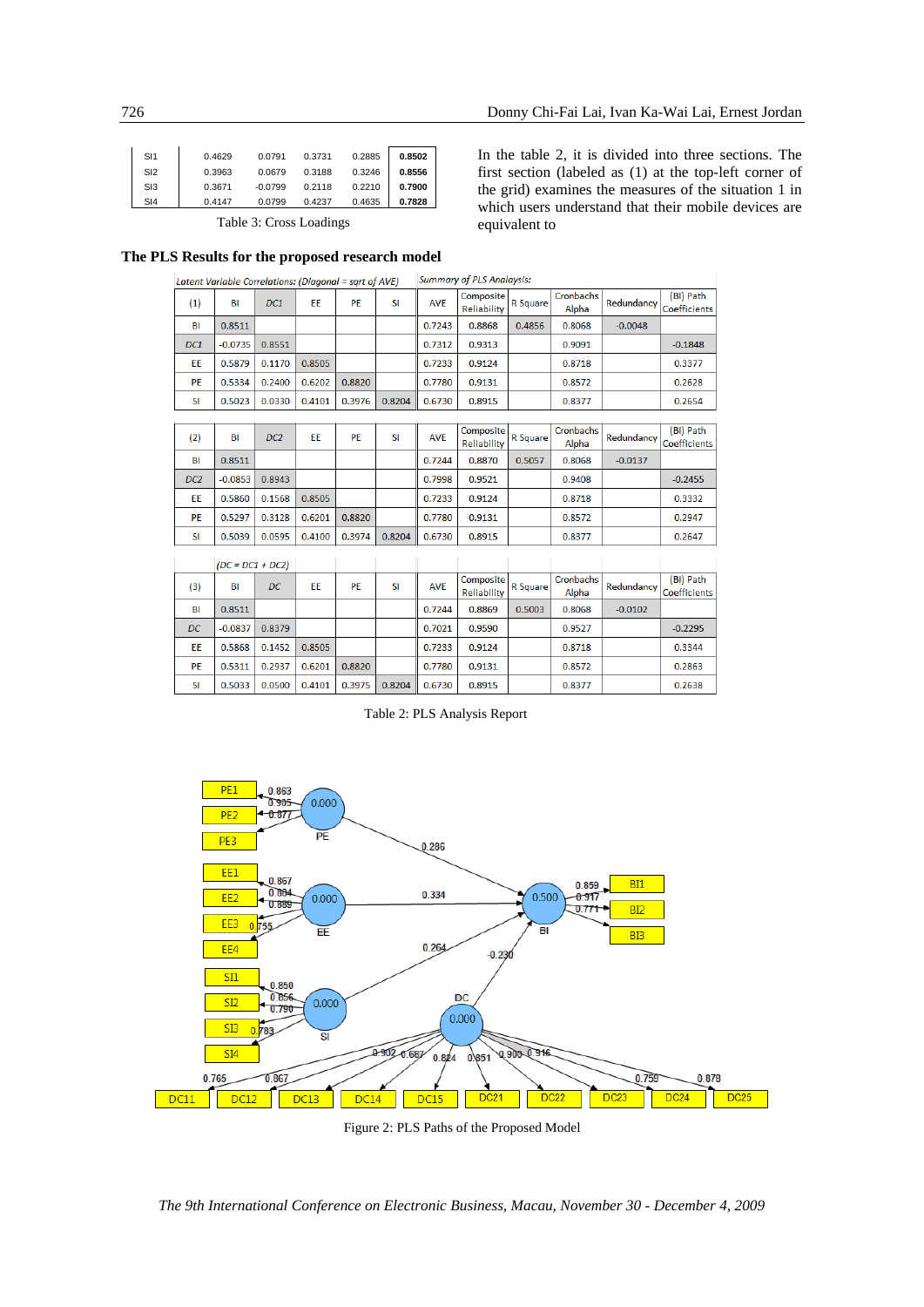| SI1 | 0.4629 | 0.0791 | 0.3731 | 0.2885 | **0.8502** |
|---|---|---|---|---|---|
| SI2 | 0.3963 | 0.0679 | 0.3188 | 0.3246 | **0.8556** |
| SI3 | 0.3671 | -0.0799 | 0.2118 | 0.2210 | **0.7900** |
| SI4 | 0.4147 | 0.0799 | 0.4237 | 0.4635 | **0.7828** |

Table 3: Cross Loadings

In the table 2, it is divided into three sections. The first section (labeled as (1) at the top-left corner of the grid) examines the measures of the situation 1 in which users understand that their mobile devices are equivalent to

**The PLS Results for the proposed research model**

*Latent Variable Correlations: (Diagonal = sqrt of AVE)* — *Summary of PLS Analaysis:*

| (1) | BI | *DC1* | EE | PE | SI | AVE | Composite Reliability | R Square | Cronbachs Alpha | Redundancy | (BI) Path Coefficients |
|---|---|---|---|---|---|---|---|---|---|---|---|
| BI | 0.8511 | | | | | 0.7243 | 0.8868 | 0.4856 | 0.8068 | -0.0048 | |
| *DC1* | -0.0735 | 0.8551 | | | | 0.7312 | 0.9313 | | 0.9091 | | -0.1848 |
| EE | 0.5879 | 0.1170 | 0.8505 | | | 0.7233 | 0.9124 | | 0.8718 | | 0.3377 |
| PE | 0.5334 | 0.2400 | 0.6202 | 0.8820 | | 0.7780 | 0.9131 | | 0.8572 | | 0.2628 |
| SI | 0.5023 | 0.0330 | 0.4101 | 0.3976 | 0.8204 | 0.6730 | 0.8915 | | 0.8377 | | 0.2654 |

| (2) | BI | *DC2* | EE | PE | SI | AVE | Composite Reliability | R Square | Cronbachs Alpha | Redundancy | (BI) Path Coefficients |
|---|---|---|---|---|---|---|---|---|---|---|---|
| BI | 0.8511 | | | | | 0.7244 | 0.8870 | 0.5057 | 0.8068 | -0.0137 | |
| *DC2* | -0.0853 | 0.8943 | | | | 0.7998 | 0.9521 | | 0.9408 | | -0.2455 |
| EE | 0.5860 | 0.1568 | 0.8505 | | | 0.7233 | 0.9124 | | 0.8718 | | 0.3332 |
| PE | 0.5297 | 0.3128 | 0.6201 | 0.8820 | | 0.7780 | 0.9131 | | 0.8572 | | 0.2947 |
| SI | 0.5039 | 0.0595 | 0.4100 | 0.3974 | 0.8204 | 0.6730 | 0.8915 | | 0.8377 | | 0.2647 |

*(DC = DC1 + DC2)*

| (3) | BI | *DC* | EE | PE | SI | AVE | Composite Reliability | R Square | Cronbachs Alpha | Redundancy | (BI) Path Coefficients |
|---|---|---|---|---|---|---|---|---|---|---|---|
| BI | 0.8511 | | | | | 0.7244 | 0.8869 | 0.5003 | 0.8068 | -0.0102 | |
| *DC* | -0.0837 | 0.8379 | | | | 0.7021 | 0.9590 | | 0.9527 | | -0.2295 |
| EE | 0.5868 | 0.1452 | 0.8505 | | | 0.7233 | 0.9124 | | 0.8718 | | 0.3344 |
| PE | 0.5311 | 0.2937 | 0.6201 | 0.8820 | | 0.7780 | 0.9131 | | 0.8572 | | 0.2863 |
| SI | 0.5033 | 0.0500 | 0.4101 | 0.3975 | 0.8204 | 0.6730 | 0.8915 | | 0.8377 | | 0.2638 |

Table 2: PLS Analysis Report

Figure 2: PLS Paths of the Proposed Model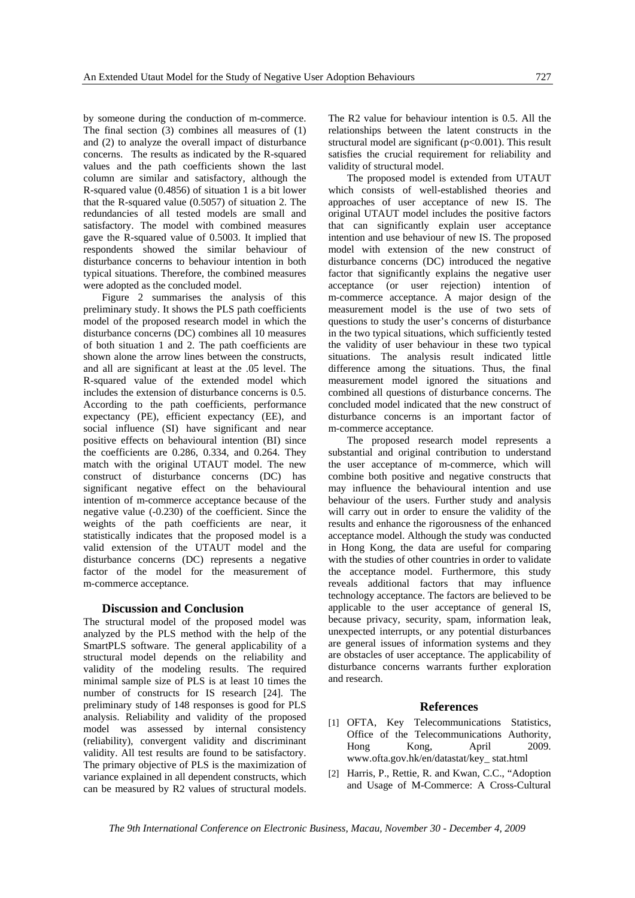by someone during the conduction of m-commerce. The final section (3) combines all measures of (1) and (2) to analyze the overall impact of disturbance concerns. The results as indicated by the R-squared values and the path coefficients shown the last column are similar and satisfactory, although the R-squared value (0.4856) of situation 1 is a bit lower that the R-squared value (0.5057) of situation 2. The redundancies of all tested models are small and satisfactory. The model with combined measures gave the R-squared value of 0.5003. It implied that respondents showed the similar behaviour of disturbance concerns to behaviour intention in both typical situations. Therefore, the combined measures were adopted as the concluded model.

Figure 2 summarises the analysis of this preliminary study. It shows the PLS path coefficients model of the proposed research model in which the disturbance concerns (DC) combines all 10 measures of both situation 1 and 2. The path coefficients are shown alone the arrow lines between the constructs, and all are significant at least at the .05 level. The R-squared value of the extended model which includes the extension of disturbance concerns is 0.5. According to the path coefficients, performance expectancy (PE), efficient expectancy (EE), and social influence (SI) have significant and near positive effects on behavioural intention (BI) since the coefficients are 0.286, 0.334, and 0.264. They match with the original UTAUT model. The new construct of disturbance concerns (DC) has significant negative effect on the behavioural intention of m-commerce acceptance because of the negative value (-0.230) of the coefficient. Since the weights of the path coefficients are near, it statistically indicates that the proposed model is a valid extension of the UTAUT model and the disturbance concerns (DC) represents a negative factor of the model for the measurement of m-commerce acceptance.

## Discussion and Conclusion

The structural model of the proposed model was analyzed by the PLS method with the help of the SmartPLS software. The general applicability of a structural model depends on the reliability and validity of the modeling results. The required minimal sample size of PLS is at least 10 times the number of constructs for IS research [24]. The preliminary study of 148 responses is good for PLS analysis. Reliability and validity of the proposed model was assessed by internal consistency (reliability), convergent validity and discriminant validity. All test results are found to be satisfactory. The primary objective of PLS is the maximization of variance explained in all dependent constructs, which can be measured by R2 values of structural models. The R2 value for behaviour intention is 0.5. All the relationships between the latent constructs in the structural model are significant ($p<0.001$). This result satisfies the crucial requirement for reliability and validity of structural model.

The proposed model is extended from UTAUT which consists of well-established theories and approaches of user acceptance of new IS. The original UTAUT model includes the positive factors that can significantly explain user acceptance intention and use behaviour of new IS. The proposed model with extension of the new construct of disturbance concerns (DC) introduced the negative factor that significantly explains the negative user acceptance (or user rejection) intention of m-commerce acceptance. A major design of the measurement model is the use of two sets of questions to study the user's concerns of disturbance in the two typical situations, which sufficiently tested the validity of user behaviour in these two typical situations. The analysis result indicated little difference among the situations. Thus, the final measurement model ignored the situations and combined all questions of disturbance concerns. The concluded model indicated that the new construct of disturbance concerns is an important factor of m-commerce acceptance.

The proposed research model represents a substantial and original contribution to understand the user acceptance of m-commerce, which will combine both positive and negative constructs that may influence the behavioural intention and use behaviour of the users. Further study and analysis will carry out in order to ensure the validity of the results and enhance the rigorousness of the enhanced acceptance model. Although the study was conducted in Hong Kong, the data are useful for comparing with the studies of other countries in order to validate the acceptance model. Furthermore, this study reveals additional factors that may influence technology acceptance. The factors are believed to be applicable to the user acceptance of general IS, because privacy, security, spam, information leak, unexpected interrupts, or any potential disturbances are general issues of information systems and they are obstacles of user acceptance. The applicability of disturbance concerns warrants further exploration and research.

## References

[1] OFTA, Key Telecommunications Statistics, Office of the Telecommunications Authority, Hong Kong, April 2009. www.ofta.gov.hk/en/datastat/key_ stat.html

[2] Harris, P., Rettie, R. and Kwan, C.C., "Adoption and Usage of M-Commerce: A Cross-Cultural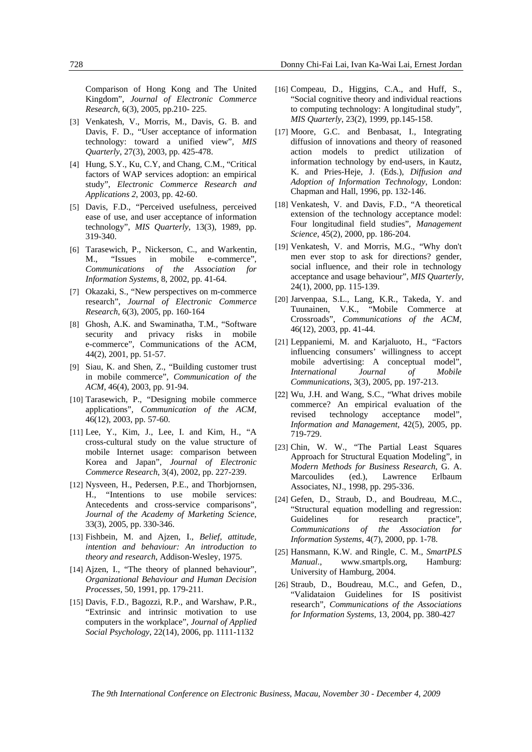Comparison of Hong Kong and The United Kingdom", *Journal of Electronic Commerce Research*, 6(3), 2005, pp.210- 225.

[3] Venkatesh, V., Morris, M., Davis, G. B. and Davis, F. D., "User acceptance of information technology: toward a unified view", *MIS Quarterly*, 27(3), 2003, pp. 425-478.

[4] Hung, S.Y., Ku, C.Y, and Chang, C.M., "Critical factors of WAP services adoption: an empirical study", *Electronic Commerce Research and Applications 2*, 2003, pp. 42-60.

[5] Davis, F.D., "Perceived usefulness, perceived ease of use, and user acceptance of information technology", *MIS Quarterly*, 13(3), 1989, pp. 319-340.

[6] Tarasewich, P., Nickerson, C., and Warkentin, M., "Issues in mobile e-commerce", *Communications of the Association for Information Systems*, 8, 2002, pp. 41-64.

[7] Okazaki, S., "New perspectives on m-commerce research", *Journal of Electronic Commerce Research*, 6(3), 2005, pp. 160-164

[8] Ghosh, A.K. and Swaminatha, T.M., "Software security and privacy risks in mobile e-commerce", Communications of the ACM, 44(2), 2001, pp. 51-57.

[9] Siau, K. and Shen, Z., "Building customer trust in mobile commerce", *Communication of the ACM*, 46(4), 2003, pp. 91-94.

[10] Tarasewich, P., "Designing mobile commerce applications", *Communication of the ACM*, 46(12), 2003, pp. 57-60.

[11] Lee, Y., Kim, J., Lee, I. and Kim, H., "A cross-cultural study on the value structure of mobile Internet usage: comparison between Korea and Japan", *Journal of Electronic Commerce Research*, 3(4), 2002, pp. 227-239.

[12] Nysveen, H., Pedersen, P.E., and Thorbjornsen, H., "Intentions to use mobile services: Antecedents and cross-service comparisons", *Journal of the Academy of Marketing Science*, 33(3), 2005, pp. 330-346.

[13] Fishbein, M. and Ajzen, I., *Belief, attitude, intention and behaviour: An introduction to theory and research*, Addison-Wesley, 1975.

[14] Ajzen, I., "The theory of planned behaviour", *Organizational Behaviour and Human Decision Processes*, 50, 1991, pp. 179-211.

[15] Davis, F.D., Bagozzi, R.P., and Warshaw, P.R., "Extrinsic and intrinsic motivation to use computers in the workplace", *Journal of Applied Social Psychology*, 22(14), 2006, pp. 1111-1132

[16] Compeau, D., Higgins, C.A., and Huff, S., "Social cognitive theory and individual reactions to computing technology: A longitudinal study", *MIS Quarterly*, 23(2), 1999, pp.145-158.

[17] Moore, G.C. and Benbasat, I., Integrating diffusion of innovations and theory of reasoned action models to predict utilization of information technology by end-users, in Kautz, K. and Pries-Heje, J. (Eds.), *Diffusion and Adoption of Information Technology*, London: Chapman and Hall, 1996, pp. 132-146.

[18] Venkatesh, V. and Davis, F.D., "A theoretical extension of the technology acceptance model: Four longitudinal field studies", *Management Science*, 45(2), 2000, pp. 186-204.

[19] Venkatesh, V. and Morris, M.G., "Why don't men ever stop to ask for directions? gender, social influence, and their role in technology acceptance and usage behaviour", *MIS Quarterly*, 24(1), 2000, pp. 115-139.

[20] Jarvenpaa, S.L., Lang, K.R., Takeda, Y. and Tuunainen, V.K., "Mobile Commerce at Crossroads", *Communications of the ACM*, 46(12), 2003, pp. 41-44.

[21] Leppaniemi, M. and Karjaluoto, H., "Factors influencing consumers' willingness to accept mobile advertising: A conceptual model", *International Journal of Mobile Communications*, 3(3), 2005, pp. 197-213.

[22] Wu, J.H. and Wang, S.C., "What drives mobile commerce? An empirical evaluation of the revised technology acceptance model", *Information and Management*, 42(5), 2005, pp. 719-729.

[23] Chin, W. W., "The Partial Least Squares Approach for Structural Equation Modeling", in *Modern Methods for Business Research*, G. A. Marcoulides (ed.), Lawrence Erlbaum Associates, NJ., 1998, pp. 295-336.

[24] Gefen, D., Straub, D., and Boudreau, M.C., "Structural equation modelling and regression: Guidelines for research practice", *Communications of the Association for Information Systems*, 4(7), 2000, pp. 1-78.

[25] Hansmann, K.W. and Ringle, C. M., *SmartPLS Manual.*, www.smartpls.org, Hamburg: University of Hamburg, 2004.

[26] Straub, D., Boudreau, M.C., and Gefen, D., "Validataion Guidelines for IS positivist research", *Communications of the Associations for Information Systems*, 13, 2004, pp. 380-427